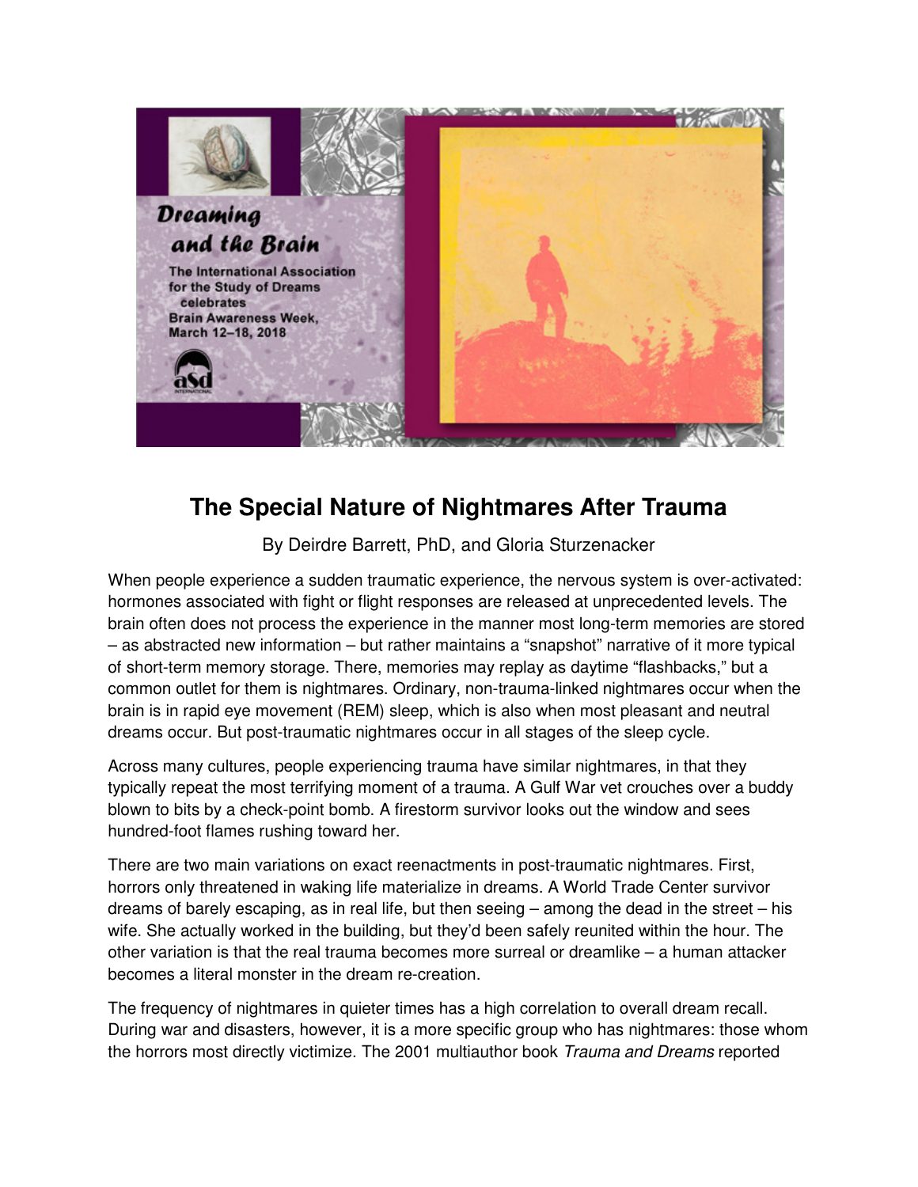# The Special Nature of Nightmares After Trauma

By Deirdre Barrett, PhD, and Gloria Sturzenacker

When people experience a sudden traumatic experience, the nervous system is over-activated: hormones associated with fight or flight responses are released at unprecedented levels. The brain often does not process the experience in the manner most long-term memories are stored – as abstracted new information – but rather maintains a "snapshot" narrative of it more typical of short-term memory storage. There, memories may replay as daytime "flashbacks," but a common outlet for them is nightmares. Ordinary, non-trauma-linked nightmares occur when the brain is in rapid eye movement (REM) sleep, which is also when most pleasant and neutral dreams occur. But post-traumatic nightmares occur in all stages of the sleep cycle.

Across many cultures, people experiencing trauma have similar nightmares, in that they typically repeat the most terrifying moment of a trauma. A Gulf War vet crouches over a buddy blown to bits by a check-point bomb. A firestorm survivor looks out the window and sees hundred-foot flames rushing toward her.

There are two main variations on exact reenactments in post-traumatic nightmares. First, horrors only threatened in waking life materialize in dreams. A World Trade Center survivor dreams of barely escaping, as in real life, but then seeing – among the dead in the street – his wife. She actually worked in the building, but they'd been safely reunited within the hour. The other variation is that the real trauma becomes more surreal or dreamlike – a human attacker becomes a literal monster in the dream re-creation.

The frequency of nightmares in quieter times has a high correlation to overall dream recall. During war and disasters, however, it is a more specific group who has nightmares: those whom the horrors most directly victimize. The 2001 multiauthor book *Trauma and Dreams* reported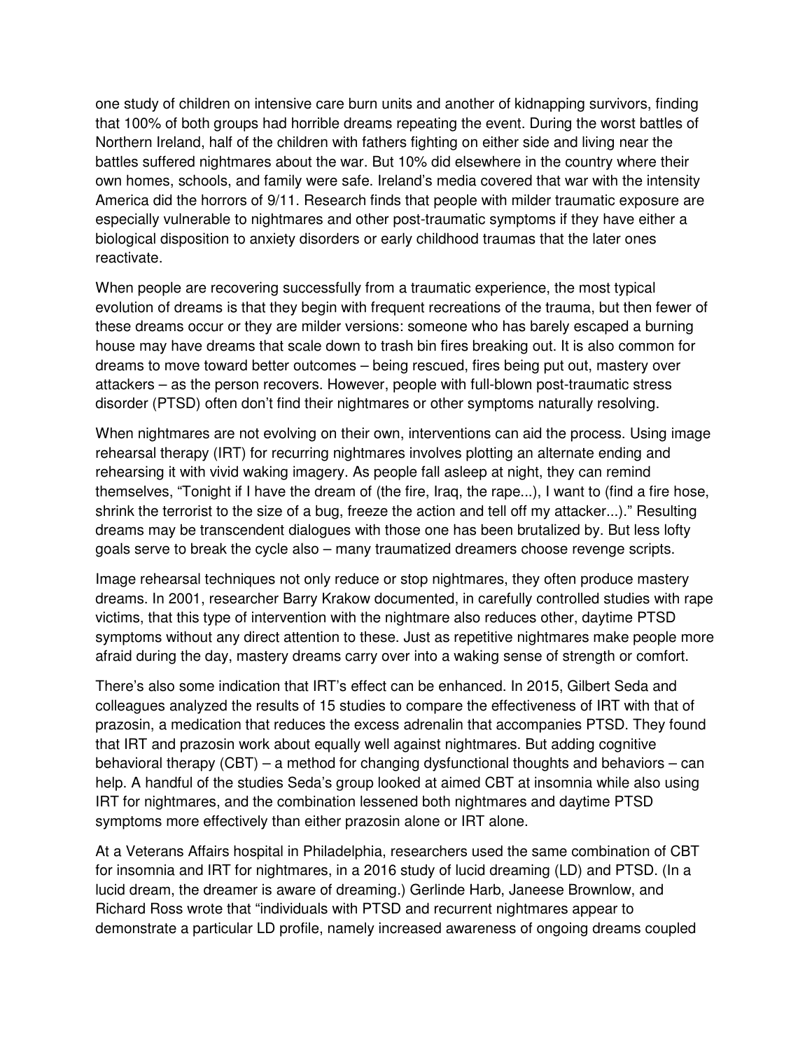one study of children on intensive care burn units and another of kidnapping survivors, finding that 100% of both groups had horrible dreams repeating the event. During the worst battles of Northern Ireland, half of the children with fathers fighting on either side and living near the battles suffered nightmares about the war. But 10% did elsewhere in the country where their own homes, schools, and family were safe. Ireland's media covered that war with the intensity America did the horrors of 9/11. Research finds that people with milder traumatic exposure are especially vulnerable to nightmares and other post-traumatic symptoms if they have either a biological disposition to anxiety disorders or early childhood traumas that the later ones reactivate.

When people are recovering successfully from a traumatic experience, the most typical evolution of dreams is that they begin with frequent recreations of the trauma, but then fewer of these dreams occur or they are milder versions: someone who has barely escaped a burning house may have dreams that scale down to trash bin fires breaking out. It is also common for dreams to move toward better outcomes – being rescued, fires being put out, mastery over attackers – as the person recovers. However, people with full-blown post-traumatic stress disorder (PTSD) often don't find their nightmares or other symptoms naturally resolving.

When nightmares are not evolving on their own, interventions can aid the process. Using image rehearsal therapy (IRT) for recurring nightmares involves plotting an alternate ending and rehearsing it with vivid waking imagery. As people fall asleep at night, they can remind themselves, "Tonight if I have the dream of (the fire, Iraq, the rape...), I want to (find a fire hose, shrink the terrorist to the size of a bug, freeze the action and tell off my attacker...)." Resulting dreams may be transcendent dialogues with those one has been brutalized by. But less lofty goals serve to break the cycle also – many traumatized dreamers choose revenge scripts.

Image rehearsal techniques not only reduce or stop nightmares, they often produce mastery dreams. In 2001, researcher Barry Krakow documented, in carefully controlled studies with rape victims, that this type of intervention with the nightmare also reduces other, daytime PTSD symptoms without any direct attention to these. Just as repetitive nightmares make people more afraid during the day, mastery dreams carry over into a waking sense of strength or comfort.

There's also some indication that IRT's effect can be enhanced. In 2015, Gilbert Seda and colleagues analyzed the results of 15 studies to compare the effectiveness of IRT with that of prazosin, a medication that reduces the excess adrenalin that accompanies PTSD. They found that IRT and prazosin work about equally well against nightmares. But adding cognitive behavioral therapy (CBT) – a method for changing dysfunctional thoughts and behaviors – can help. A handful of the studies Seda's group looked at aimed CBT at insomnia while also using IRT for nightmares, and the combination lessened both nightmares and daytime PTSD symptoms more effectively than either prazosin alone or IRT alone.

At a Veterans Affairs hospital in Philadelphia, researchers used the same combination of CBT for insomnia and IRT for nightmares, in a 2016 study of lucid dreaming (LD) and PTSD. (In a lucid dream, the dreamer is aware of dreaming.) Gerlinde Harb, Janeese Brownlow, and Richard Ross wrote that "individuals with PTSD and recurrent nightmares appear to demonstrate a particular LD profile, namely increased awareness of ongoing dreams coupled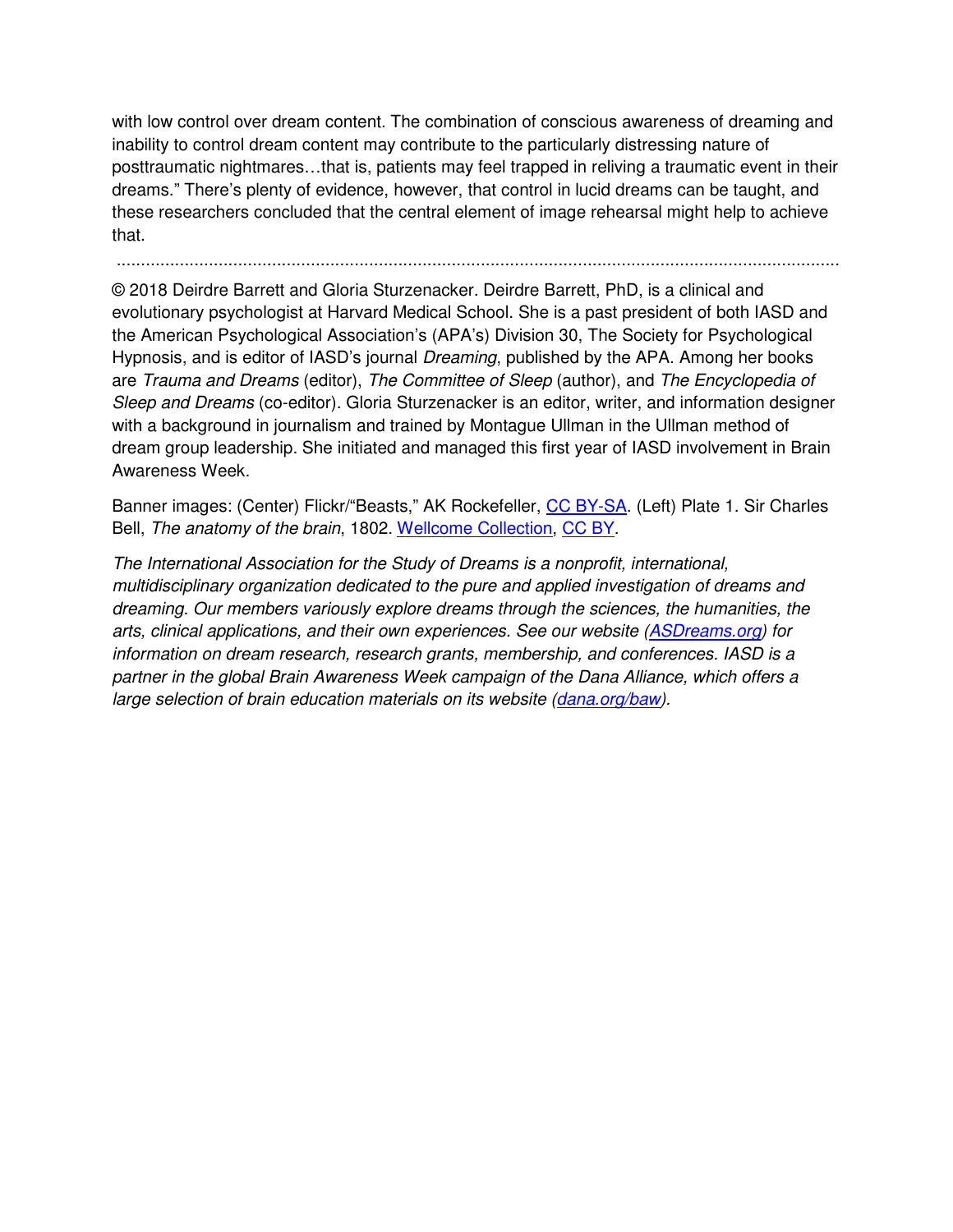with low control over dream content. The combination of conscious awareness of dreaming and inability to control dream content may contribute to the particularly distressing nature of posttraumatic nightmares…that is, patients may feel trapped in reliving a traumatic event in their dreams." There's plenty of evidence, however, that control in lucid dreams can be taught, and these researchers concluded that the central element of image rehearsal might help to achieve that.

---

© 2018 Deirdre Barrett and Gloria Sturzenacker. Deirdre Barrett, PhD, is a clinical and evolutionary psychologist at Harvard Medical School. She is a past president of both IASD and the American Psychological Association's (APA's) Division 30, The Society for Psychological Hypnosis, and is editor of IASD's journal *Dreaming*, published by the APA. Among her books are *Trauma and Dreams* (editor), *The Committee of Sleep* (author), and *The Encyclopedia of Sleep and Dreams* (co-editor). Gloria Sturzenacker is an editor, writer, and information designer with a background in journalism and trained by Montague Ullman in the Ullman method of dream group leadership. She initiated and managed this first year of IASD involvement in Brain Awareness Week.

Banner images: (Center) Flickr/"Beasts," AK Rockefeller, CC BY-SA. (Left) Plate 1. Sir Charles Bell, *The anatomy of the brain*, 1802. Wellcome Collection, CC BY.

*The International Association for the Study of Dreams is a nonprofit, international, multidisciplinary organization dedicated to the pure and applied investigation of dreams and dreaming. Our members variously explore dreams through the sciences, the humanities, the arts, clinical applications, and their own experiences. See our website (ASDreams.org) for information on dream research, research grants, membership, and conferences. IASD is a partner in the global Brain Awareness Week campaign of the Dana Alliance, which offers a large selection of brain education materials on its website (dana.org/baw).*